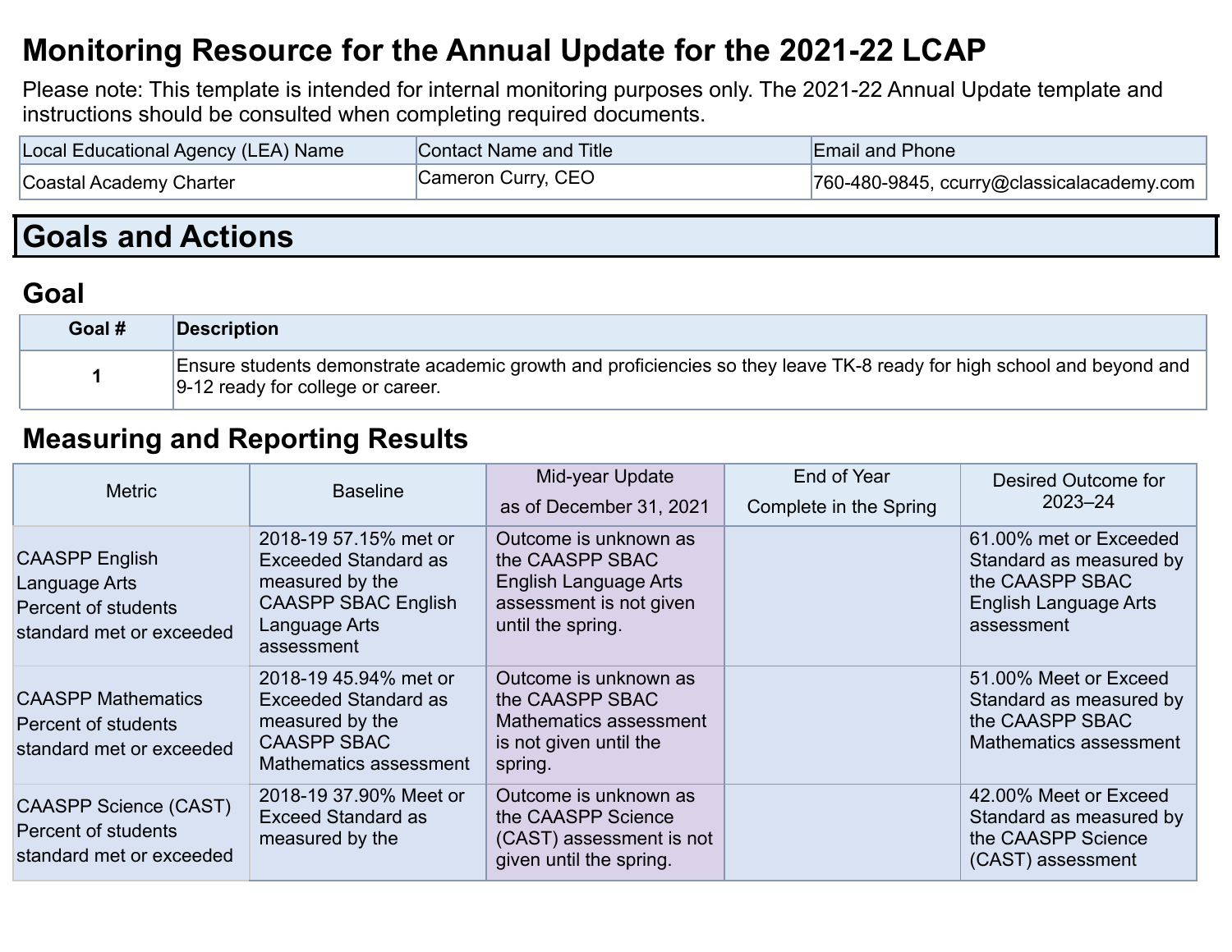# Monitoring Resource for the Annual Update for the 2021-22 LCAP

Please note: This template is intended for internal monitoring purposes only. The 2021-22 Annual Update template and instructions should be consulted when completing required documents.

| Local Educational Agency (LEA) Name | Contact Name and Title | Email and Phone |
| --- | --- | --- |
| Coastal Academy Charter | Cameron Curry, CEO | 760-480-9845, ccurry@classicalacademy.com |

## Goals and Actions

### Goal

| Goal # | Description |
| --- | --- |
| 1 | Ensure students demonstrate academic growth and proficiencies so they leave TK-8 ready for high school and beyond and 9-12 ready for college or career. |

### Measuring and Reporting Results

| Metric | Baseline | Mid-year Update as of December 31, 2021 | End of Year Complete in the Spring | Desired Outcome for 2023–24 |
| --- | --- | --- | --- | --- |
| CAASPP English Language Arts Percent of students standard met or exceeded | 2018-19 57.15% met or Exceeded Standard as measured by the CAASPP SBAC English Language Arts assessment | Outcome is unknown as the CAASPP SBAC English Language Arts assessment is not given until the spring. | | 61.00% met or Exceeded Standard as measured by the CAASPP SBAC English Language Arts assessment |
| CAASPP Mathematics Percent of students standard met or exceeded | 2018-19 45.94% met or Exceeded Standard as measured by the CAASPP SBAC Mathematics assessment | Outcome is unknown as the CAASPP SBAC Mathematics assessment is not given until the spring. | | 51.00% Meet or Exceed Standard as measured by the CAASPP SBAC Mathematics assessment |
| CAASPP Science (CAST) Percent of students standard met or exceeded | 2018-19 37.90% Meet or Exceed Standard as measured by the | Outcome is unknown as the CAASPP Science (CAST) assessment is not given until the spring. | | 42.00% Meet or Exceed Standard as measured by the CAASPP Science (CAST) assessment |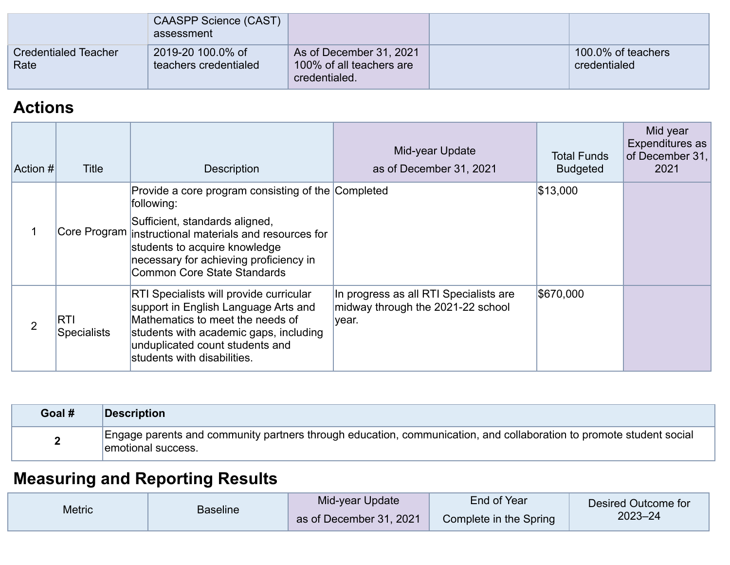| Metric | Baseline | Mid-year Update as of December 31, 2021 | End of Year Complete in the Spring | Desired Outcome for 2023–24 |
|---|---|---|---|---|
| | CAASPP Science (CAST) assessment | | | |
| Credentialed Teacher Rate | 2019-20 100.0% of teachers credentialed | As of December 31, 2021 100% of all teachers are credentialed. | | 100.0% of teachers credentialed |

## Actions

| Action # | Title | Description | Mid-year Update as of December 31, 2021 | Total Funds Budgeted | Mid year Expenditures as of December 31, 2021 |
|---|---|---|---|---|---|
| 1 | Core Program | Provide a core program consisting of the following: Sufficient, standards aligned, instructional materials and resources for students to acquire knowledge necessary for achieving proficiency in Common Core State Standards | Completed | $13,000 | |
| 2 | RTI Specialists | RTI Specialists will provide curricular support in English Language Arts and Mathematics to meet the needs of students with academic gaps, including unduplicated count students and students with disabilities. | In progress as all RTI Specialists are midway through the 2021-22 school year. | $670,000 | |

| Goal # | Description |
|---|---|
| **2** | Engage parents and community partners through education, communication, and collaboration to promote student social emotional success. |

## Measuring and Reporting Results

| Metric | Baseline | Mid-year Update as of December 31, 2021 | End of Year Complete in the Spring | Desired Outcome for 2023–24 |
|---|---|---|---|---|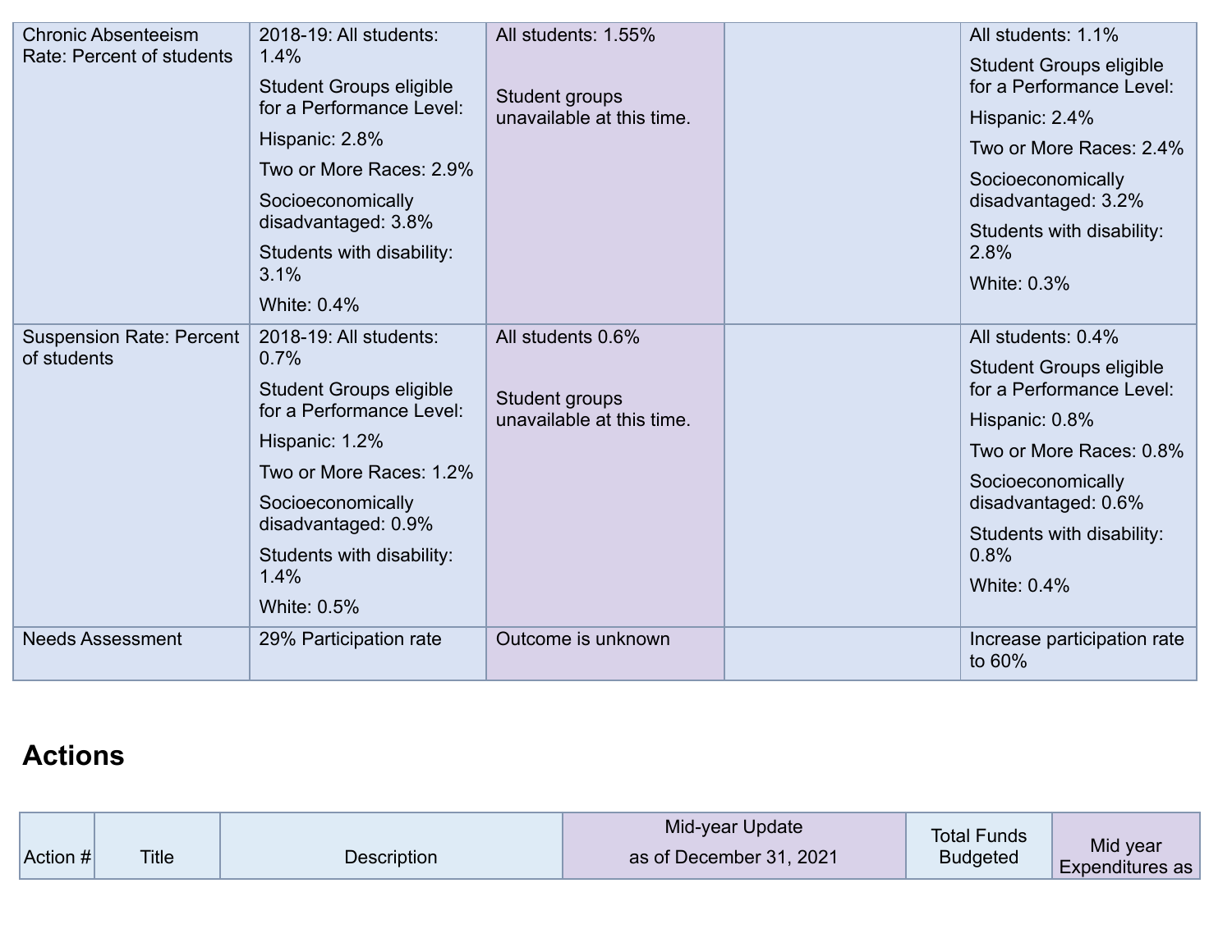| | | | | |
|---|---|---|---|---|
| Chronic Absenteeism Rate: Percent of students | 2018-19: All students: 1.4%<br><br>Student Groups eligible for a Performance Level:<br><br>Hispanic: 2.8%<br><br>Two or More Races: 2.9%<br><br>Socioeconomically disadvantaged: 3.8%<br><br>Students with disability: 3.1%<br><br>White: 0.4% | All students: 1.55%<br><br>Student groups unavailable at this time. | | All students: 1.1%<br><br>Student Groups eligible for a Performance Level:<br><br>Hispanic: 2.4%<br><br>Two or More Races: 2.4%<br><br>Socioeconomically disadvantaged: 3.2%<br><br>Students with disability: 2.8%<br><br>White: 0.3% |
| Suspension Rate: Percent of students | 2018-19: All students: 0.7%<br><br>Student Groups eligible for a Performance Level:<br><br>Hispanic: 1.2%<br><br>Two or More Races: 1.2%<br><br>Socioeconomically disadvantaged: 0.9%<br><br>Students with disability: 1.4%<br><br>White: 0.5% | All students 0.6%<br><br>Student groups unavailable at this time. | | All students: 0.4%<br><br>Student Groups eligible for a Performance Level:<br><br>Hispanic: 0.8%<br><br>Two or More Races: 0.8%<br><br>Socioeconomically disadvantaged: 0.6%<br><br>Students with disability: 0.8%<br><br>White: 0.4% |
| Needs Assessment | 29% Participation rate | Outcome is unknown | | Increase participation rate to 60% |

## Actions

| Action # | Title | Description | Mid-year Update as of December 31, 2021 | Total Funds Budgeted | Mid year Expenditures as |
|---|---|---|---|---|---|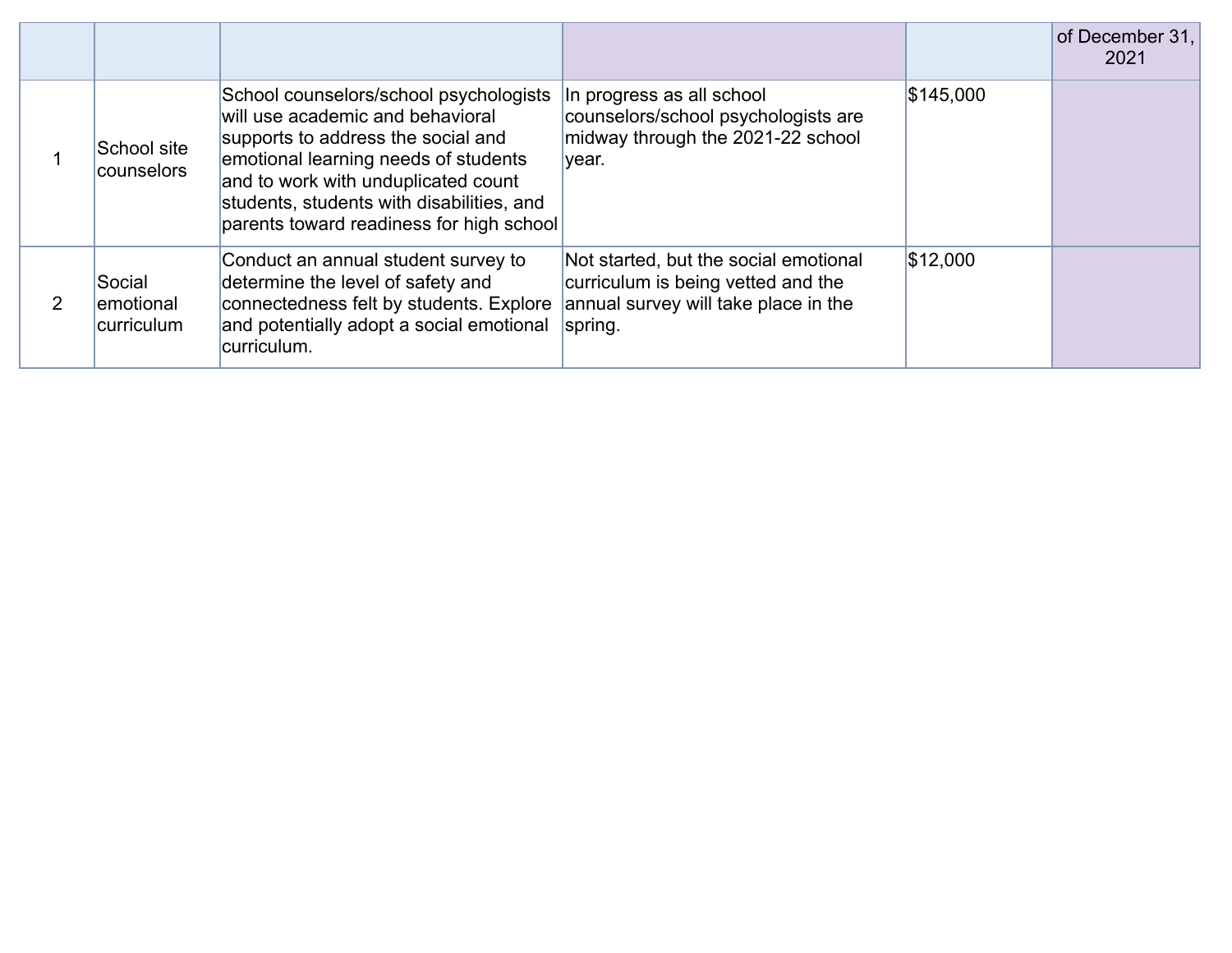| | | | | | of December 31, 2021 |
|---|---|---|---|---|---|
| 1 | School site counselors | School counselors/school psychologists will use academic and behavioral supports to address the social and emotional learning needs of students and to work with unduplicated count students, students with disabilities, and parents toward readiness for high school | In progress as all school counselors/school psychologists are midway through the 2021-22 school year. | $145,000 | |
| 2 | Social emotional curriculum | Conduct an annual student survey to determine the level of safety and connectedness felt by students. Explore and potentially adopt a social emotional curriculum. | Not started, but the social emotional curriculum is being vetted and the annual survey will take place in the spring. | $12,000 | |